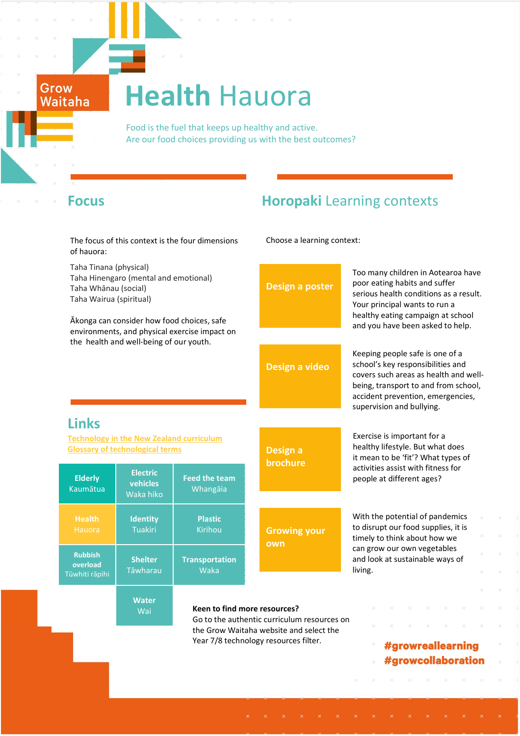Grow Waitaha

# Health Hauora

Food is the fuel that keeps up healthy and active.
Are our food choices providing us with the best outcomes?

## Focus

The focus of this context is the four dimensions of hauora:

Taha Tinana (physical)
Taha Hinengaro (mental and emotional)
Taha Whānau (social)
Taha Wairua (spiritual)

Ākonga can consider how food choices, safe environments, and physical exercise impact on the health and well-being of our youth.

## Links

[Technology in the New Zealand curriculum](#)
[Glossary of technological terms](#)

| | | |
|---|---|---|
| **Elderly** Kaumātua | **Electric vehicles** Waka hiko | **Feed the team** Whangāia |
| **Health** Hauora | **Identity** Tuakiri | **Plastic** Kirihou |
| **Rubbish overload** Tūwhiti rāpihi | **Shelter** Tāwharau | **Transportation** Waka |
| | **Water** Wai | |

## Horopaki Learning contexts

Choose a learning context:

**Design a poster**
Too many children in Aotearoa have poor eating habits and suffer serious health conditions as a result. Your principal wants to run a healthy eating campaign at school and you have been asked to help.

**Design a video**
Keeping people safe is one of a school's key responsibilities and covers such areas as health and well-being, transport to and from school, accident prevention, emergencies, supervision and bullying.

**Design a brochure**
Exercise is important for a healthy lifestyle. But what does it mean to be 'fit'? What types of activities assist with fitness for people at different ages?

**Growing your own**
With the potential of pandemics to disrupt our food supplies, it is timely to think about how we can grow our own vegetables and look at sustainable ways of living.

**Keen to find more resources?**
Go to the authentic curriculum resources on the Grow Waitaha website and select the Year 7/8 technology resources filter.

#growreallearning
#growcollaboration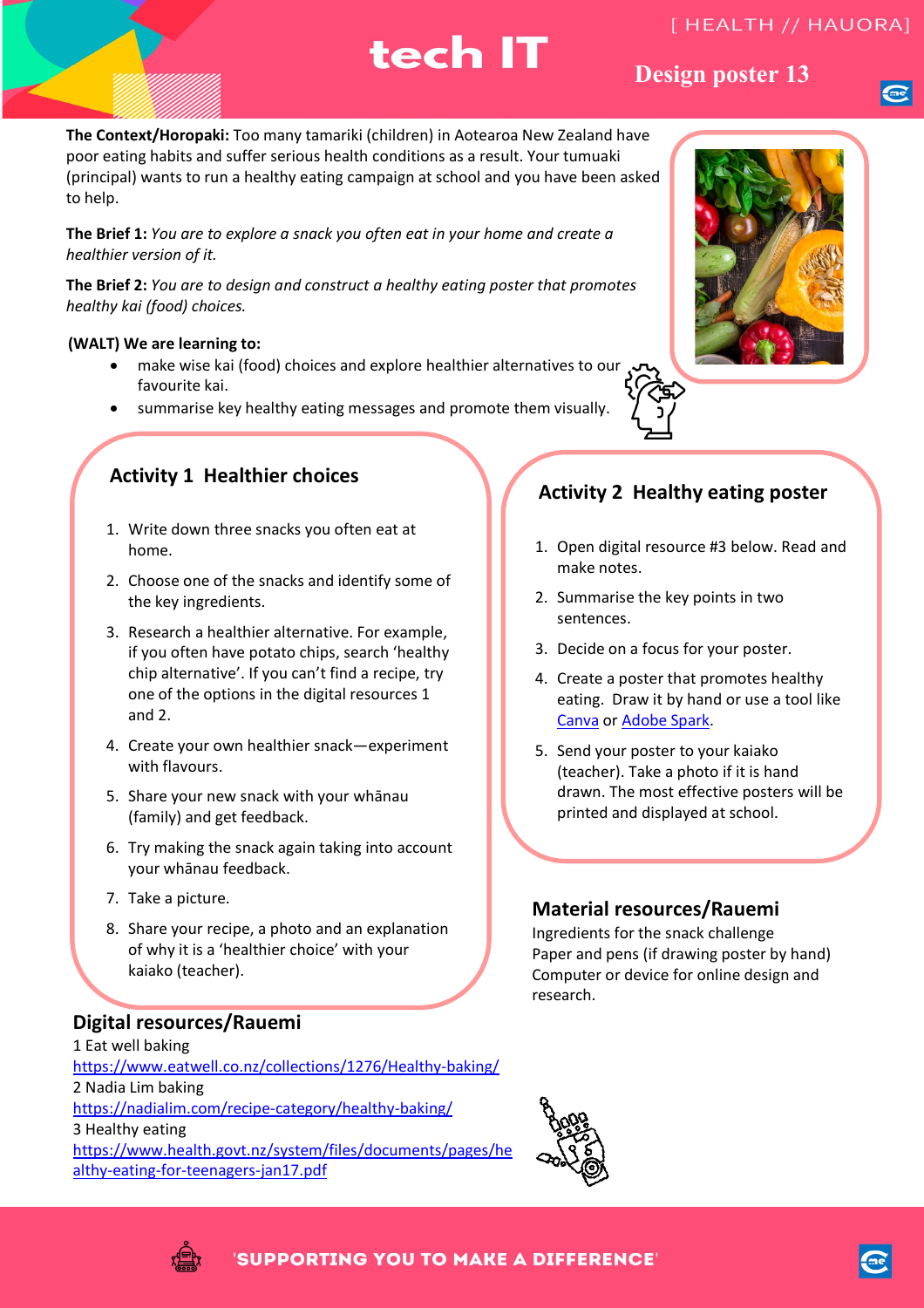# tech IT

[ HEALTH // HAUORA]

## Design poster 13

**The Context/Horopaki:** Too many tamariki (children) in Aotearoa New Zealand have poor eating habits and suffer serious health conditions as a result. Your tumuaki (principal) wants to run a healthy eating campaign at school and you have been asked to help.

**The Brief 1:** *You are to explore a snack you often eat in your home and create a healthier version of it.*

**The Brief 2:** *You are to design and construct a healthy eating poster that promotes healthy kai (food) choices.*

**(WALT) We are learning to:**

- make wise kai (food) choices and explore healthier alternatives to our favourite kai.
- summarise key healthy eating messages and promote them visually.

### Activity 1 Healthier choices

1. Write down three snacks you often eat at home.
2. Choose one of the snacks and identify some of the key ingredients.
3. Research a healthier alternative. For example, if you often have potato chips, search 'healthy chip alternative'. If you can't find a recipe, try one of the options in the digital resources 1 and 2.
4. Create your own healthier snack—experiment with flavours.
5. Share your new snack with your whānau (family) and get feedback.
6. Try making the snack again taking into account your whānau feedback.
7. Take a picture.
8. Share your recipe, a photo and an explanation of why it is a 'healthier choice' with your kaiako (teacher).

### Activity 2 Healthy eating poster

1. Open digital resource #3 below. Read and make notes.
2. Summarise the key points in two sentences.
3. Decide on a focus for your poster.
4. Create a poster that promotes healthy eating. Draw it by hand or use a tool like Canva or Adobe Spark.
5. Send your poster to your kaiako (teacher). Take a photo if it is hand drawn. The most effective posters will be printed and displayed at school.

### Digital resources/Rauemi

1 Eat well baking
https://www.eatwell.co.nz/collections/1276/Healthy-baking/
2 Nadia Lim baking
https://nadialim.com/recipe-category/healthy-baking/
3 Healthy eating
https://www.health.govt.nz/system/files/documents/pages/healthy-eating-for-teenagers-jan17.pdf

### Material resources/Rauemi

Ingredients for the snack challenge
Paper and pens (if drawing poster by hand)
Computer or device for online design and research.

'SUPPORTING YOU TO MAKE A DIFFERENCE'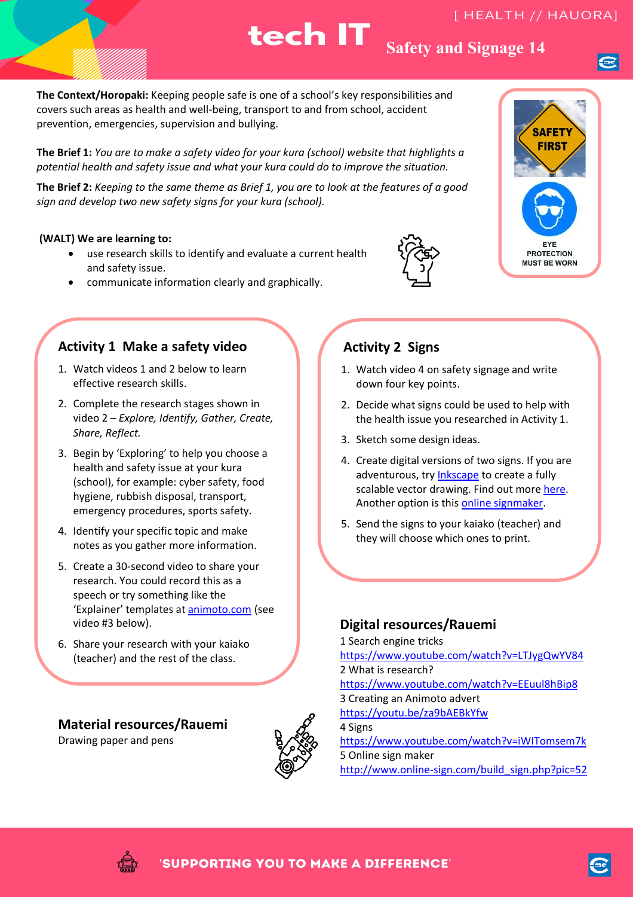# tech IT Safety and Signage 14

[ HEALTH // HAUORA]

**The Context/Horopaki:** Keeping people safe is one of a school's key responsibilities and covers such areas as health and well-being, transport to and from school, accident prevention, emergencies, supervision and bullying.

**The Brief 1:** *You are to make a safety video for your kura (school) website that highlights a potential health and safety issue and what your kura could do to improve the situation.*

**The Brief 2:** *Keeping to the same theme as Brief 1, you are to look at the features of a good sign and develop two new safety signs for your kura (school).*

SAFETY FIRST

EYE PROTECTION MUST BE WORN

**(WALT) We are learning to:**

- use research skills to identify and evaluate a current health and safety issue.
- communicate information clearly and graphically.

## Activity 1 Make a safety video

1. Watch videos 1 and 2 below to learn effective research skills.
2. Complete the research stages shown in video 2 – *Explore, Identify, Gather, Create, Share, Reflect.*
3. Begin by 'Exploring' to help you choose a health and safety issue at your kura (school), for example: cyber safety, food hygiene, rubbish disposal, transport, emergency procedures, sports safety.
4. Identify your specific topic and make notes as you gather more information.
5. Create a 30-second video to share your research. You could record this as a speech or try something like the 'Explainer' templates at animoto.com (see video #3 below).
6. Share your research with your kaiako (teacher) and the rest of the class.

## Activity 2 Signs

1. Watch video 4 on safety signage and write down four key points.
2. Decide what signs could be used to help with the health issue you researched in Activity 1.
3. Sketch some design ideas.
4. Create digital versions of two signs. If you are adventurous, try Inkscape to create a fully scalable vector drawing. Find out more here. Another option is this online signmaker.
5. Send the signs to your kaiako (teacher) and they will choose which ones to print.

## Material resources/Rauemi

Drawing paper and pens

## Digital resources/Rauemi

1 Search engine tricks
https://www.youtube.com/watch?v=LTJygQwYV84
2 What is research?
https://www.youtube.com/watch?v=EEuul8hBip8
3 Creating an Animoto advert
https://youtu.be/za9bAEBkYfw
4 Signs
https://www.youtube.com/watch?v=iWITomsem7k
5 Online sign maker
http://www.online-sign.com/build_sign.php?pic=52

'SUPPORTING YOU TO MAKE A DIFFERENCE'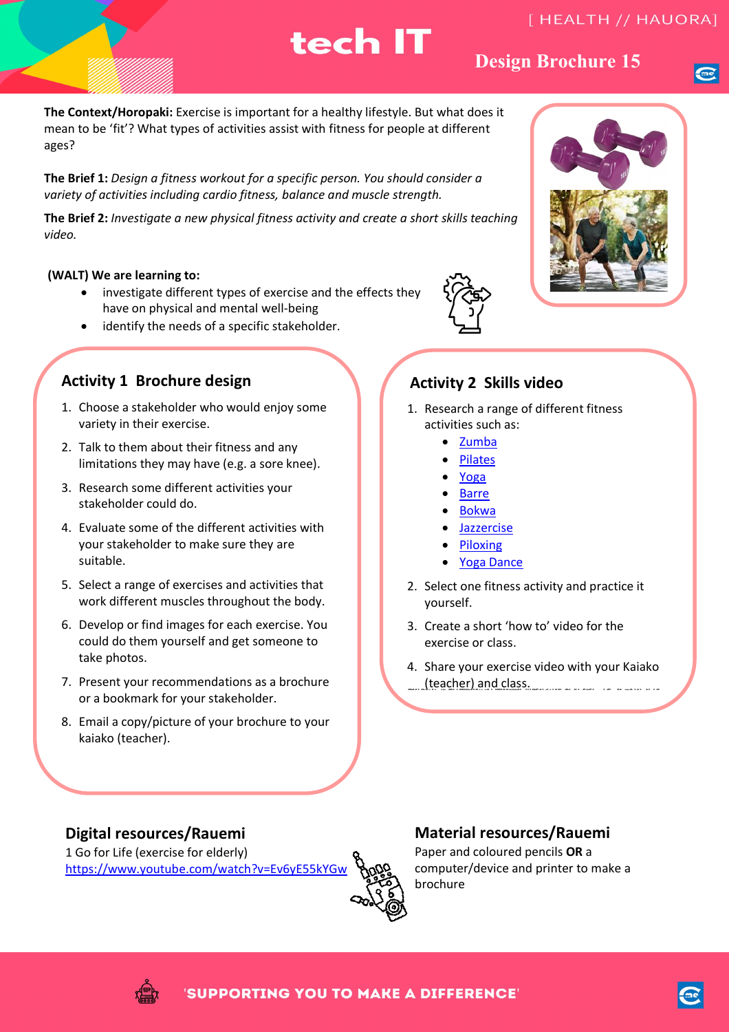# tech IT

[ HEALTH // HAUORA]

## Design Brochure 15

**The Context/Horopaki:** Exercise is important for a healthy lifestyle. But what does it mean to be 'fit'? What types of activities assist with fitness for people at different ages?

**The Brief 1:** *Design a fitness workout for a specific person. You should consider a variety of activities including cardio fitness, balance and muscle strength.*

**The Brief 2:** *Investigate a new physical fitness activity and create a short skills teaching video.*

**(WALT) We are learning to:**

- investigate different types of exercise and the effects they have on physical and mental well-being
- identify the needs of a specific stakeholder.

### Activity 1 Brochure design

1. Choose a stakeholder who would enjoy some variety in their exercise.
2. Talk to them about their fitness and any limitations they may have (e.g. a sore knee).
3. Research some different activities your stakeholder could do.
4. Evaluate some of the different activities with your stakeholder to make sure they are suitable.
5. Select a range of exercises and activities that work different muscles throughout the body.
6. Develop or find images for each exercise. You could do them yourself and get someone to take photos.
7. Present your recommendations as a brochure or a bookmark for your stakeholder.
8. Email a copy/picture of your brochure to your kaiako (teacher).

### Activity 2 Skills video

1. Research a range of different fitness activities such as:
   - Zumba
   - Pilates
   - Yoga
   - Barre
   - Bokwa
   - Jazzercise
   - Piloxing
   - Yoga Dance
2. Select one fitness activity and practice it yourself.
3. Create a short 'how to' video for the exercise or class.
4. Share your exercise video with your Kaiako (teacher) and class.

### Digital resources/Rauemi

1 Go for Life (exercise for elderly)
https://www.youtube.com/watch?v=Ev6yE55kYGw

### Material resources/Rauemi

Paper and coloured pencils **OR** a computer/device and printer to make a brochure

'SUPPORTING YOU TO MAKE A DIFFERENCE'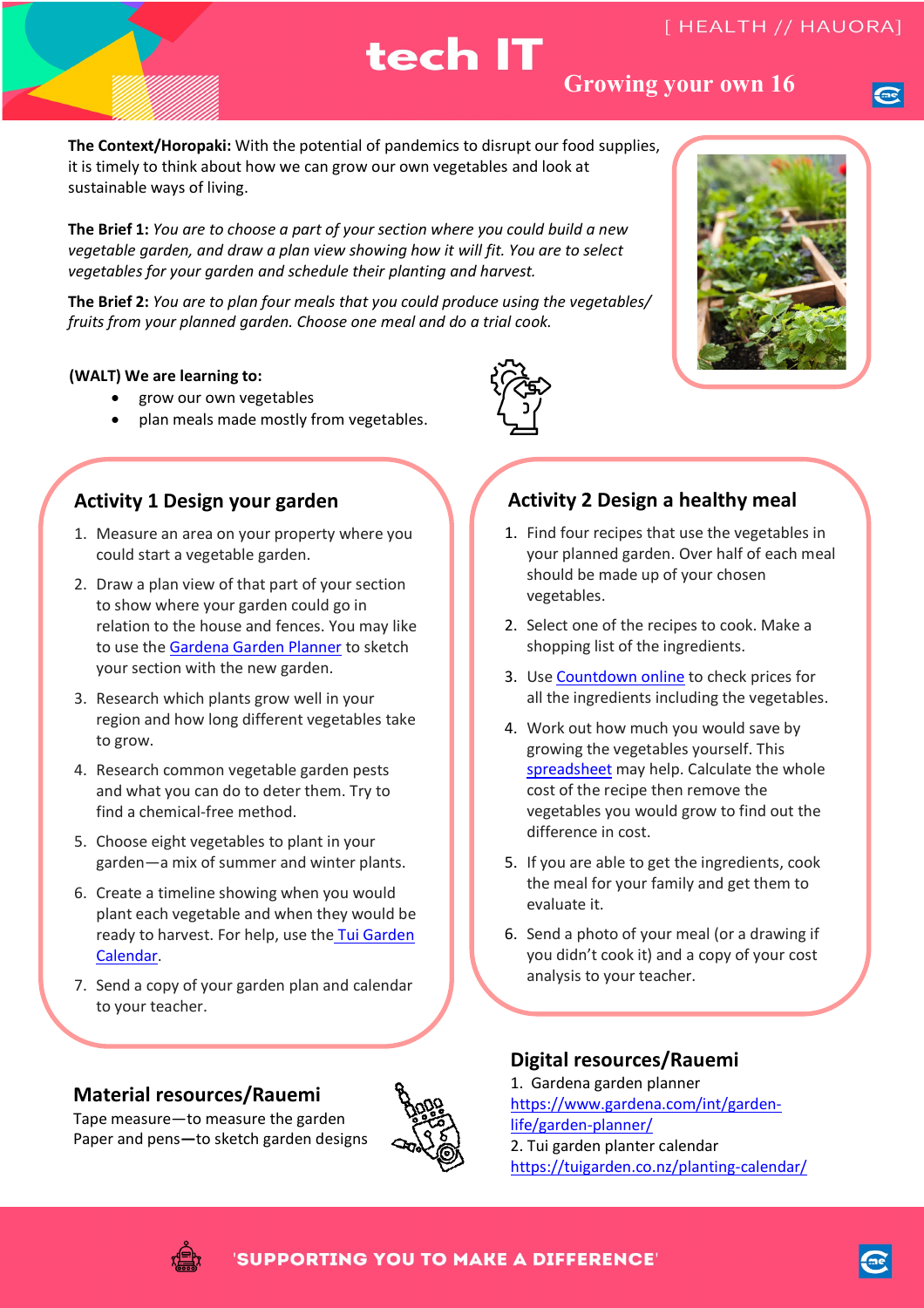[ HEALTH // HAUORA]

# tech IT

## Growing your own 16

**The Context/Horopaki:** With the potential of pandemics to disrupt our food supplies, it is timely to think about how we can grow our own vegetables and look at sustainable ways of living.

**The Brief 1:** *You are to choose a part of your section where you could build a new vegetable garden, and draw a plan view showing how it will fit. You are to select vegetables for your garden and schedule their planting and harvest.*

**The Brief 2:** *You are to plan four meals that you could produce using the vegetables/ fruits from your planned garden. Choose one meal and do a trial cook.*

**(WALT) We are learning to:**

- grow our own vegetables
- plan meals made mostly from vegetables.

### Activity 1 Design your garden

1. Measure an area on your property where you could start a vegetable garden.
2. Draw a plan view of that part of your section to show where your garden could go in relation to the house and fences. You may like to use the Gardena Garden Planner to sketch your section with the new garden.
3. Research which plants grow well in your region and how long different vegetables take to grow.
4. Research common vegetable garden pests and what you can do to deter them. Try to find a chemical-free method.
5. Choose eight vegetables to plant in your garden—a mix of summer and winter plants.
6. Create a timeline showing when you would plant each vegetable and when they would be ready to harvest. For help, use the Tui Garden Calendar.
7. Send a copy of your garden plan and calendar to your teacher.

### Activity 2 Design a healthy meal

1. Find four recipes that use the vegetables in your planned garden. Over half of each meal should be made up of your chosen vegetables.
2. Select one of the recipes to cook. Make a shopping list of the ingredients.
3. Use Countdown online to check prices for all the ingredients including the vegetables.
4. Work out how much you would save by growing the vegetables yourself. This spreadsheet may help. Calculate the whole cost of the recipe then remove the vegetables you would grow to find out the difference in cost.
5. If you are able to get the ingredients, cook the meal for your family and get them to evaluate it.
6. Send a photo of your meal (or a drawing if you didn't cook it) and a copy of your cost analysis to your teacher.

### Material resources/Rauemi

Tape measure—to measure the garden
Paper and pens—to sketch garden designs

### Digital resources/Rauemi

1. Gardena garden planner
https://www.gardena.com/int/garden-life/garden-planner/
2. Tui garden planter calendar
https://tuigarden.co.nz/planting-calendar/

'SUPPORTING YOU TO MAKE A DIFFERENCE'